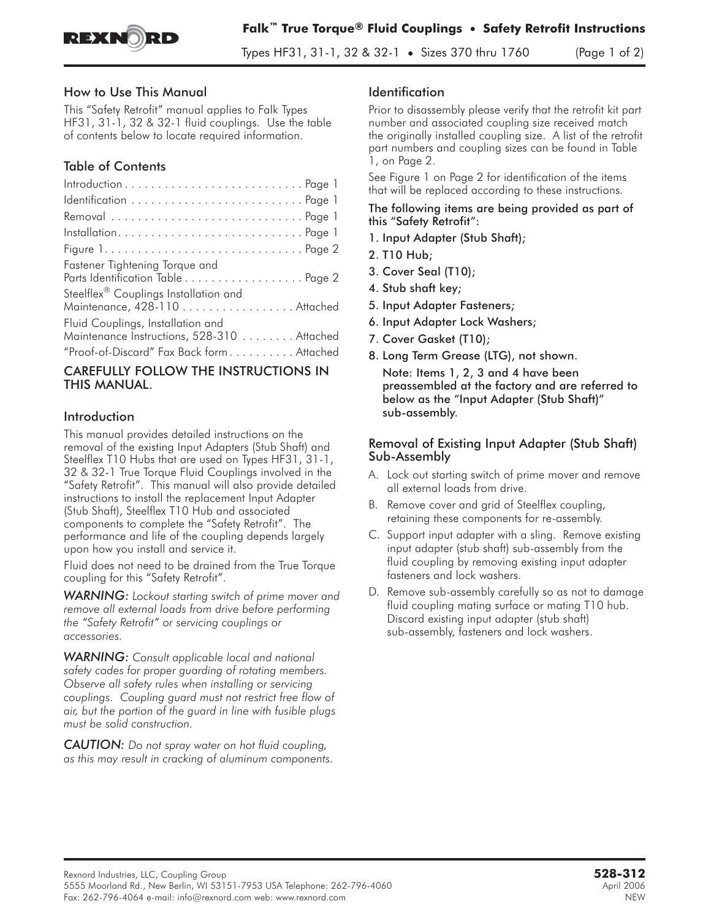## How to Use This Manual

This "Safety Retrofit" manual applies to Falk Types HF31, 31-1, 32 & 32-1 fluid couplings. Use the table of contents below to locate required information.

## Table of Contents

| | |
|---|---|
| Introduction | Page 1 |
| Identification | Page 1 |
| Removal | Page 1 |
| Installation | Page 1 |
| Figure 1 | Page 2 |
| Fastener Tightening Torque and Parts Identification Table | Page 2 |
| Steelflex® Couplings Installation and Maintenance, 428-110 | Attached |
| Fluid Couplings, Installation and Maintenance Instructions, 528-310 | Attached |
| "Proof-of-Discard" Fax Back form | Attached |

CAREFULLY FOLLOW THE INSTRUCTIONS IN THIS MANUAL.

## Introduction

This manual provides detailed instructions on the removal of the existing Input Adapters (Stub Shaft) and Steelflex T10 Hubs that are used on Types HF31, 31-1, 32 & 32-1 True Torque Fluid Couplings involved in the "Safety Retrofit". This manual will also provide detailed instructions to install the replacement Input Adapter (Stub Shaft), Steelflex T10 Hub and associated components to complete the "Safety Retrofit". The performance and life of the coupling depends largely upon how you install and service it.

Fluid does not need to be drained from the True Torque coupling for this "Safety Retrofit".

*WARNING: Lockout starting switch of prime mover and remove all external loads from drive before performing the "Safety Retrofit" or servicing couplings or accessories.*

*WARNING: Consult applicable local and national safety codes for proper guarding of rotating members. Observe all safety rules when installing or servicing couplings. Coupling guard must not restrict free flow of air, but the portion of the guard in line with fusible plugs must be solid construction.*

*CAUTION: Do not spray water on hot fluid coupling, as this may result in cracking of aluminum components.*

## Identification

Prior to disassembly please verify that the retrofit kit part number and associated coupling size received match the originally installed coupling size. A list of the retrofit part numbers and coupling sizes can be found in Table 1, on Page 2.

See Figure 1 on Page 2 for identification of the items that will be replaced according to these instructions.

**The following items are being provided as part of this "Safety Retrofit":**

1. Input Adapter (Stub Shaft);
2. T10 Hub;
3. Cover Seal (T10);
4. Stub shaft key;
5. Input Adapter Fasteners;
6. Input Adapter Lock Washers;
7. Cover Gasket (T10);
8. Long Term Grease (LTG), not shown.

**Note: Items 1, 2, 3 and 4 have been preassembled at the factory and are referred to below as the "Input Adapter (Stub Shaft)" sub-assembly.**

## Removal of Existing Input Adapter (Stub Shaft) Sub-Assembly

A. Lock out starting switch of prime mover and remove all external loads from drive.

B. Remove cover and grid of Steelflex coupling, retaining these components for re-assembly.

C. Support input adapter with a sling. Remove existing input adapter (stub shaft) sub-assembly from the fluid coupling by removing existing input adapter fasteners and lock washers.

D. Remove sub-assembly carefully so as not to damage fluid coupling mating surface or mating T10 hub. Discard existing input adapter (stub shaft) sub-assembly, fasteners and lock washers.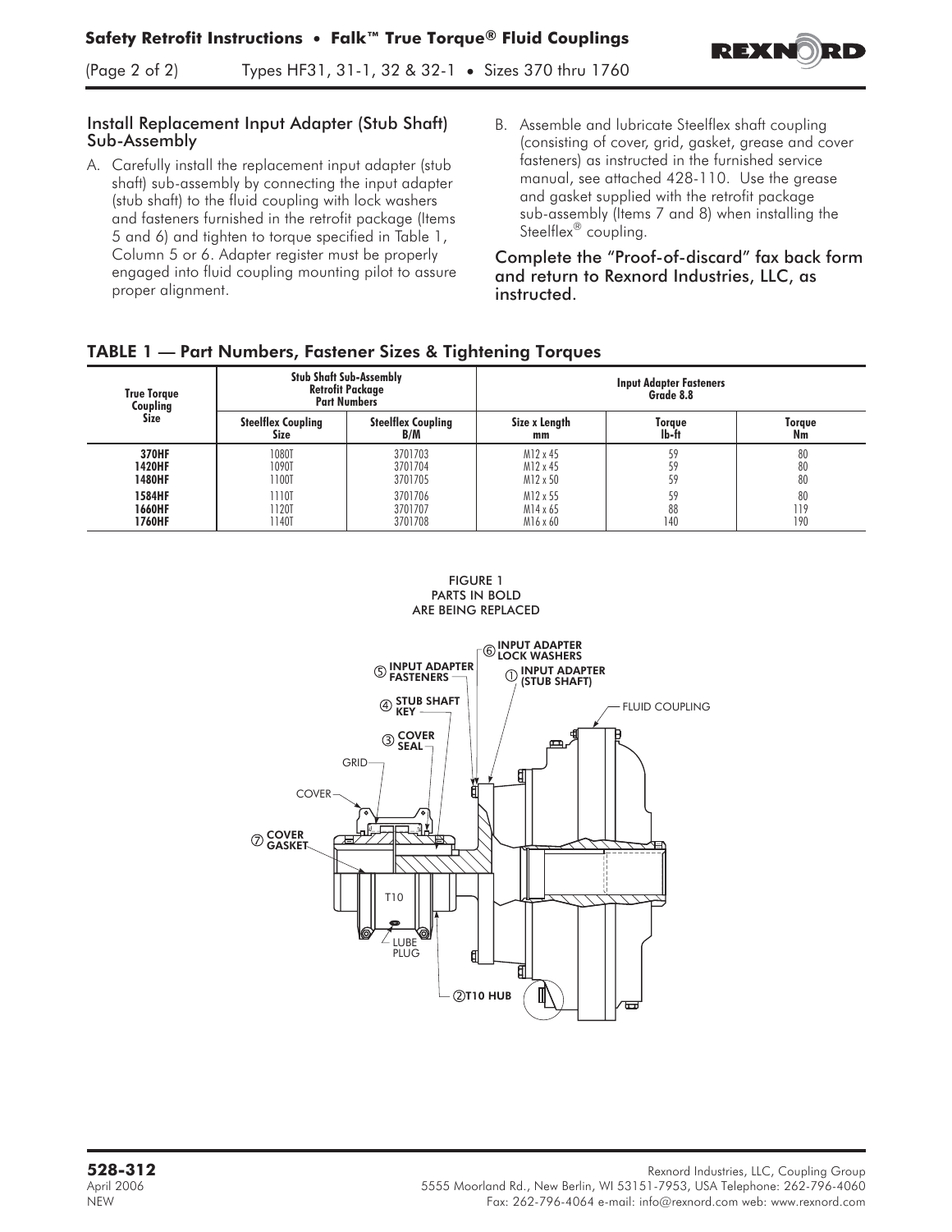### Install Replacement Input Adapter (Stub Shaft) Sub-Assembly

A. Carefully install the replacement input adapter (stub shaft) sub-assembly by connecting the input adapter (stub shaft) to the fluid coupling with lock washers and fasteners furnished in the retrofit package (Items 5 and 6) and tighten to torque specified in Table 1, Column 5 or 6. Adapter register must be properly engaged into fluid coupling mounting pilot to assure proper alignment.

B. Assemble and lubricate Steelflex shaft coupling (consisting of cover, grid, gasket, grease and cover fasteners) as instructed in the furnished service manual, see attached 428-110. Use the grease and gasket supplied with the retrofit package sub-assembly (Items 7 and 8) when installing the Steelflex® coupling.

### Complete the "Proof-of-discard" fax back form and return to Rexnord Industries, LLC, as instructed.

## TABLE 1 — Part Numbers, Fastener Sizes & Tightening Torques

| True Torque Coupling Size | Stub Shaft Sub-Assembly Retrofit Package Part Numbers | | Input Adapter Fasteners Grade 8.8 | | |
|---|---|---|---|---|---|
| | Steelflex Coupling Size | Steelflex Coupling B/M | Size x Length mm | Torque lb-ft | Torque Nm |
| **370HF** | 1080T | 3701703 | M12 x 45 | 59 | 80 |
| **1420HF** | 1090T | 3701704 | M12 x 45 | 59 | 80 |
| **1480HF** | 1100T | 3701705 | M12 x 50 | 59 | 80 |
| **1584HF** | 1110T | 3701706 | M12 x 55 | 59 | 80 |
| **1660HF** | 1120T | 3701707 | M14 x 65 | 88 | 119 |
| **1760HF** | 1140T | 3701708 | M16 x 60 | 140 | 190 |

FIGURE 1
PARTS IN BOLD
ARE BEING REPLACED

⑥ INPUT ADAPTER LOCK WASHERS
⑤ INPUT ADAPTER FASTENERS
① INPUT ADAPTER (STUB SHAFT)
④ STUB SHAFT KEY
FLUID COUPLING
③ COVER SEAL
GRID
COVER
⑦ COVER GASKET
T10
LUBE PLUG
②T10 HUB

**528-312**
April 2006
NEW

Rexnord Industries, LLC, Coupling Group
5555 Moorland Rd., New Berlin, WI 53151-7953, USA Telephone: 262-796-4060
Fax: 262-796-4064 e-mail: info@rexnord.com web: www.rexnord.com